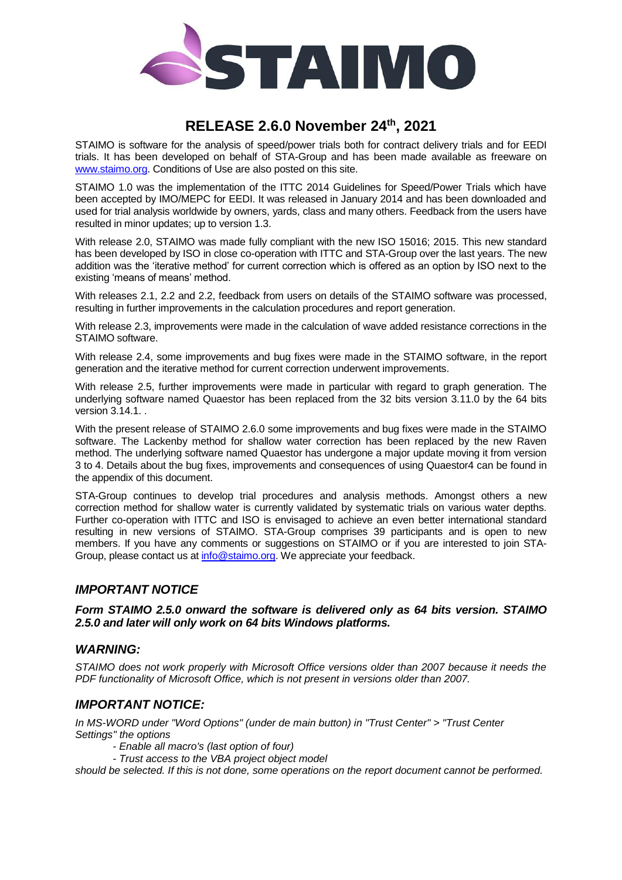# RELEASE 2.6.0 November 24th, 2021

STAIMO is software for the analysis of speed/power trials both for contract delivery trials and for EEDI trials. It has been developed on behalf of STA-Group and has been made available as freeware on www.staimo.org. Conditions of Use are also posted on this site.

STAIMO 1.0 was the implementation of the ITTC 2014 Guidelines for Speed/Power Trials which have been accepted by IMO/MEPC for EEDI. It was released in January 2014 and has been downloaded and used for trial analysis worldwide by owners, yards, class and many others. Feedback from the users have resulted in minor updates; up to version 1.3.

With release 2.0, STAIMO was made fully compliant with the new ISO 15016; 2015. This new standard has been developed by ISO in close co-operation with ITTC and STA-Group over the last years. The new addition was the 'iterative method' for current correction which is offered as an option by ISO next to the existing 'means of means' method.

With releases 2.1, 2.2 and 2.2, feedback from users on details of the STAIMO software was processed, resulting in further improvements in the calculation procedures and report generation.

With release 2.3, improvements were made in the calculation of wave added resistance corrections in the STAIMO software.

With release 2.4, some improvements and bug fixes were made in the STAIMO software, in the report generation and the iterative method for current correction underwent improvements.

With release 2.5, further improvements were made in particular with regard to graph generation. The underlying software named Quaestor has been replaced from the 32 bits version 3.11.0 by the 64 bits version 3.14.1. .

With the present release of STAIMO 2.6.0 some improvements and bug fixes were made in the STAIMO software. The Lackenby method for shallow water correction has been replaced by the new Raven method. The underlying software named Quaestor has undergone a major update moving it from version 3 to 4. Details about the bug fixes, improvements and consequences of using Quaestor4 can be found in the appendix of this document.

STA-Group continues to develop trial procedures and analysis methods. Amongst others a new correction method for shallow water is currently validated by systematic trials on various water depths. Further co-operation with ITTC and ISO is envisaged to achieve an even better international standard resulting in new versions of STAIMO. STA-Group comprises 39 participants and is open to new members. If you have any comments or suggestions on STAIMO or if you are interested to join STA-Group, please contact us at info@staimo.org. We appreciate your feedback.

## *IMPORTANT NOTICE*

***Form STAIMO 2.5.0 onward the software is delivered only as 64 bits version. STAIMO 2.5.0 and later will only work on 64 bits Windows platforms.***

## *WARNING:*

*STAIMO does not work properly with Microsoft Office versions older than 2007 because it needs the PDF functionality of Microsoft Office, which is not present in versions older than 2007.*

## *IMPORTANT NOTICE:*

*In MS-WORD under "Word Options" (under de main button) in "Trust Center" > "Trust Center Settings" the options*

- *Enable all macro's (last option of four)*
- *Trust access to the VBA project object model*

*should be selected. If this is not done, some operations on the report document cannot be performed.*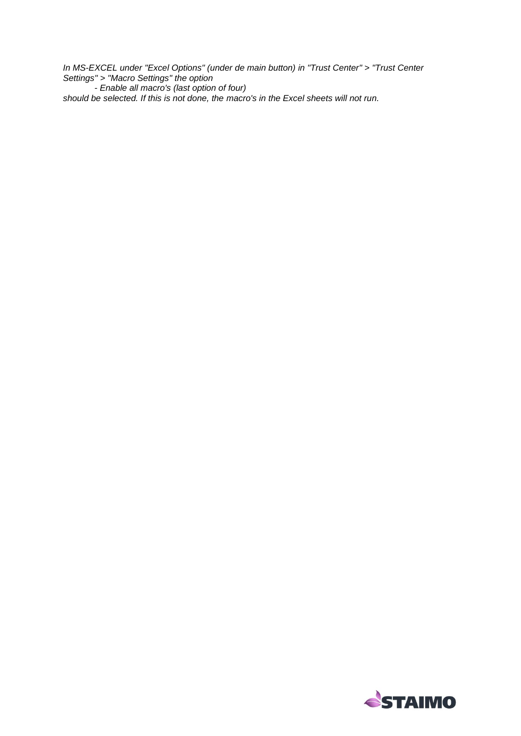*In MS-EXCEL under "Excel Options" (under de main button) in "Trust Center" > "Trust Center Settings" > "Macro Settings" the option*

*- Enable all macro's (last option of four)*

*should be selected. If this is not done, the macro's in the Excel sheets will not run.*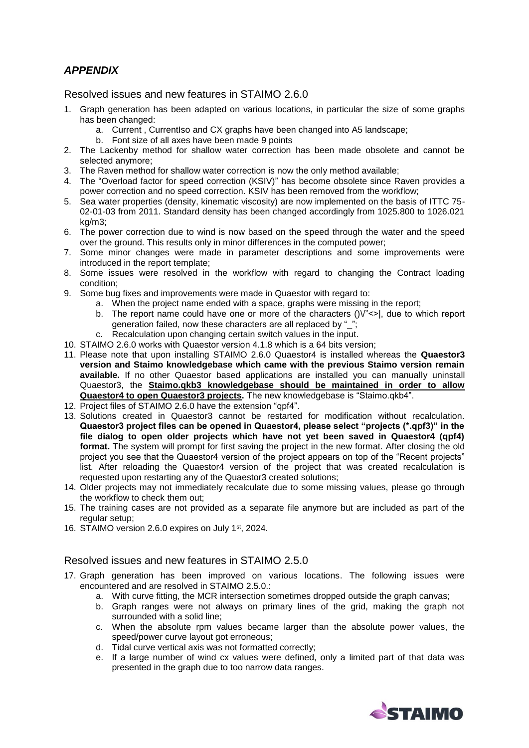## *APPENDIX*

### Resolved issues and new features in STAIMO 2.6.0

1. Graph generation has been adapted on various locations, in particular the size of some graphs has been changed:
   a. Current , CurrentIso and CX graphs have been changed into A5 landscape;
   b. Font size of all axes have been made 9 points
2. The Lackenby method for shallow water correction has been made obsolete and cannot be selected anymore;
3. The Raven method for shallow water correction is now the only method available;
4. The "Overload factor for speed correction (KSIV)" has become obsolete since Raven provides a power correction and no speed correction. KSIV has been removed from the workflow;
5. Sea water properties (density, kinematic viscosity) are now implemented on the basis of ITTC 75-02-01-03 from 2011. Standard density has been changed accordingly from 1025.800 to 1026.021 kg/m3;
6. The power correction due to wind is now based on the speed through the water and the speed over the ground. This results only in minor differences in the computed power;
7. Some minor changes were made in parameter descriptions and some improvements were introduced in the report template;
8. Some issues were resolved in the workflow with regard to changing the Contract loading condition;
9. Some bug fixes and improvements were made in Quaestor with regard to:
   a. When the project name ended with a space, graphs were missing in the report;
   b. The report name could have one or more of the characters ()\/"<>|, due to which report generation failed, now these characters are all replaced by "_";
   c. Recalculation upon changing certain switch values in the input.
10. STAIMO 2.6.0 works with Quaestor version 4.1.8 which is a 64 bits version;
11. Please note that upon installing STAIMO 2.6.0 Quaestor4 is installed whereas the **Quaestor3 version and Staimo knowledgebase which came with the previous Staimo version remain available.** If no other Quaestor based applications are installed you can manually uninstall Quaestor3, the **Staimo.qkb3 knowledgebase should be maintained in order to allow Quaestor4 to open Quaestor3 projects.** The new knowledgebase is "Staimo.qkb4".
12. Project files of STAIMO 2.6.0 have the extension "qpf4".
13. Solutions created in Quaestor3 cannot be restarted for modification without recalculation. **Quaestor3 project files can be opened in Quaestor4, please select "projects (*.qpf3)" in the file dialog to open older projects which have not yet been saved in Quaestor4 (qpf4) format.** The system will prompt for first saving the project in the new format. After closing the old project you see that the Quaestor4 version of the project appears on top of the "Recent projects" list. After reloading the Quaestor4 version of the project that was created recalculation is requested upon restarting any of the Quaestor3 created solutions;
14. Older projects may not immediately recalculate due to some missing values, please go through the workflow to check them out;
15. The training cases are not provided as a separate file anymore but are included as part of the regular setup;
16. STAIMO version 2.6.0 expires on July 1st, 2024.

### Resolved issues and new features in STAIMO 2.5.0

17. Graph generation has been improved on various locations. The following issues were encountered and are resolved in STAIMO 2.5.0.:
   a. With curve fitting, the MCR intersection sometimes dropped outside the graph canvas;
   b. Graph ranges were not always on primary lines of the grid, making the graph not surrounded with a solid line;
   c. When the absolute rpm values became larger than the absolute power values, the speed/power curve layout got erroneous;
   d. Tidal curve vertical axis was not formatted correctly;
   e. If a large number of wind cx values were defined, only a limited part of that data was presented in the graph due to too narrow data ranges.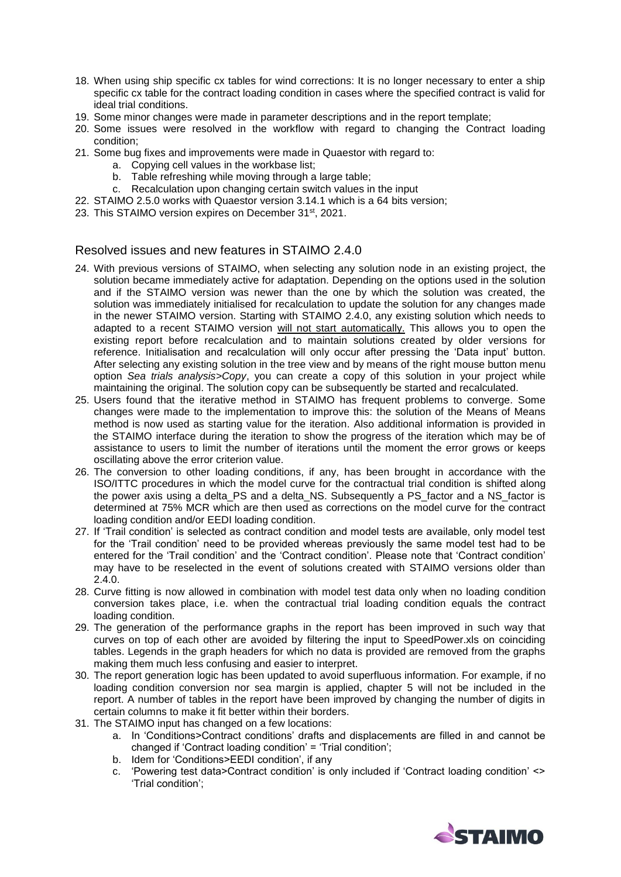18. When using ship specific cx tables for wind corrections: It is no longer necessary to enter a ship specific cx table for the contract loading condition in cases where the specified contract is valid for ideal trial conditions.
19. Some minor changes were made in parameter descriptions and in the report template;
20. Some issues were resolved in the workflow with regard to changing the Contract loading condition;
21. Some bug fixes and improvements were made in Quaestor with regard to:
    a. Copying cell values in the workbase list;
    b. Table refreshing while moving through a large table;
    c. Recalculation upon changing certain switch values in the input
22. STAIMO 2.5.0 works with Quaestor version 3.14.1 which is a 64 bits version;
23. This STAIMO version expires on December 31st, 2021.

## Resolved issues and new features in STAIMO 2.4.0

24. With previous versions of STAIMO, when selecting any solution node in an existing project, the solution became immediately active for adaptation. Depending on the options used in the solution and if the STAIMO version was newer than the one by which the solution was created, the solution was immediately initialised for recalculation to update the solution for any changes made in the newer STAIMO version. Starting with STAIMO 2.4.0, any existing solution which needs to adapted to a recent STAIMO version will not start automatically. This allows you to open the existing report before recalculation and to maintain solutions created by older versions for reference. Initialisation and recalculation will only occur after pressing the 'Data input' button. After selecting any existing solution in the tree view and by means of the right mouse button menu option *Sea trials analysis>Copy*, you can create a copy of this solution in your project while maintaining the original. The solution copy can be subsequently be started and recalculated.
25. Users found that the iterative method in STAIMO has frequent problems to converge. Some changes were made to the implementation to improve this: the solution of the Means of Means method is now used as starting value for the iteration. Also additional information is provided in the STAIMO interface during the iteration to show the progress of the iteration which may be of assistance to users to limit the number of iterations until the moment the error grows or keeps oscillating above the error criterion value.
26. The conversion to other loading conditions, if any, has been brought in accordance with the ISO/ITTC procedures in which the model curve for the contractual trial condition is shifted along the power axis using a delta_PS and a delta_NS. Subsequently a PS_factor and a NS_factor is determined at 75% MCR which are then used as corrections on the model curve for the contract loading condition and/or EEDI loading condition.
27. If 'Trail condition' is selected as contract condition and model tests are available, only model test for the 'Trail condition' need to be provided whereas previously the same model test had to be entered for the 'Trail condition' and the 'Contract condition'. Please note that 'Contract condition' may have to be reselected in the event of solutions created with STAIMO versions older than 2.4.0.
28. Curve fitting is now allowed in combination with model test data only when no loading condition conversion takes place, i.e. when the contractual trial loading condition equals the contract loading condition.
29. The generation of the performance graphs in the report has been improved in such way that curves on top of each other are avoided by filtering the input to SpeedPower.xls on coinciding tables. Legends in the graph headers for which no data is provided are removed from the graphs making them much less confusing and easier to interpret.
30. The report generation logic has been updated to avoid superfluous information. For example, if no loading condition conversion nor sea margin is applied, chapter 5 will not be included in the report. A number of tables in the report have been improved by changing the number of digits in certain columns to make it fit better within their borders.
31. The STAIMO input has changed on a few locations:
    a. In 'Conditions>Contract conditions' drafts and displacements are filled in and cannot be changed if 'Contract loading condition' = 'Trial condition';
    b. Idem for 'Conditions>EEDI condition', if any
    c. 'Powering test data>Contract condition' is only included if 'Contract loading condition' <> 'Trial condition';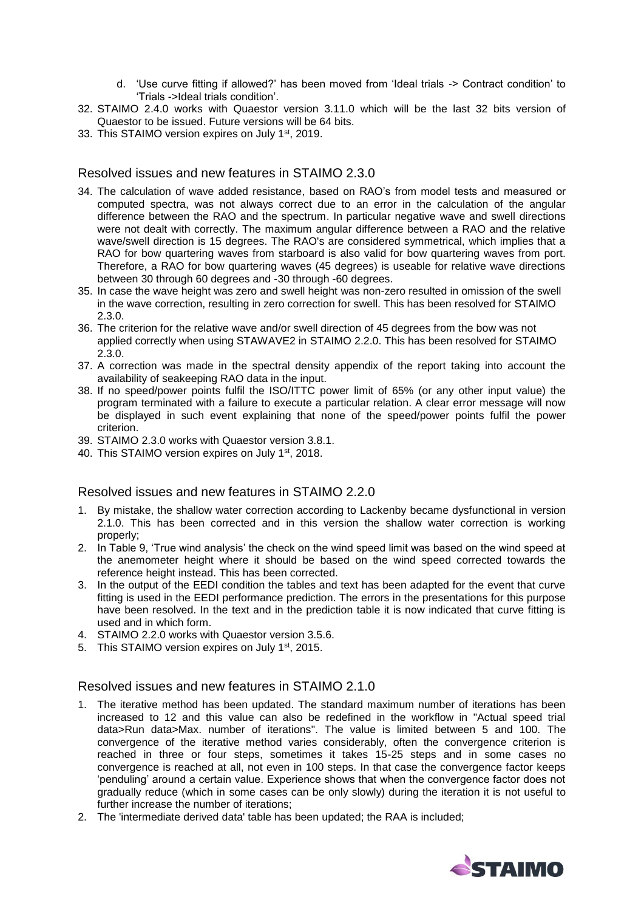d. 'Use curve fitting if allowed?' has been moved from 'Ideal trials -> Contract condition' to 'Trials ->Ideal trials condition'.

32. STAIMO 2.4.0 works with Quaestor version 3.11.0 which will be the last 32 bits version of Quaestor to be issued. Future versions will be 64 bits.
33. This STAIMO version expires on July 1st, 2019.

## Resolved issues and new features in STAIMO 2.3.0

34. The calculation of wave added resistance, based on RAO's from model tests and measured or computed spectra, was not always correct due to an error in the calculation of the angular difference between the RAO and the spectrum. In particular negative wave and swell directions were not dealt with correctly. The maximum angular difference between a RAO and the relative wave/swell direction is 15 degrees. The RAO's are considered symmetrical, which implies that a RAO for bow quartering waves from starboard is also valid for bow quartering waves from port. Therefore, a RAO for bow quartering waves (45 degrees) is useable for relative wave directions between 30 through 60 degrees and -30 through -60 degrees.
35. In case the wave height was zero and swell height was non-zero resulted in omission of the swell in the wave correction, resulting in zero correction for swell. This has been resolved for STAIMO 2.3.0.
36. The criterion for the relative wave and/or swell direction of 45 degrees from the bow was not applied correctly when using STAWAVE2 in STAIMO 2.2.0. This has been resolved for STAIMO 2.3.0.
37. A correction was made in the spectral density appendix of the report taking into account the availability of seakeeping RAO data in the input.
38. If no speed/power points fulfil the ISO/ITTC power limit of 65% (or any other input value) the program terminated with a failure to execute a particular relation. A clear error message will now be displayed in such event explaining that none of the speed/power points fulfil the power criterion.
39. STAIMO 2.3.0 works with Quaestor version 3.8.1.
40. This STAIMO version expires on July 1st, 2018.

## Resolved issues and new features in STAIMO 2.2.0

1. By mistake, the shallow water correction according to Lackenby became dysfunctional in version 2.1.0. This has been corrected and in this version the shallow water correction is working properly;
2. In Table 9, 'True wind analysis' the check on the wind speed limit was based on the wind speed at the anemometer height where it should be based on the wind speed corrected towards the reference height instead. This has been corrected.
3. In the output of the EEDI condition the tables and text has been adapted for the event that curve fitting is used in the EEDI performance prediction. The errors in the presentations for this purpose have been resolved. In the text and in the prediction table it is now indicated that curve fitting is used and in which form.
4. STAIMO 2.2.0 works with Quaestor version 3.5.6.
5. This STAIMO version expires on July 1st, 2015.

## Resolved issues and new features in STAIMO 2.1.0

1. The iterative method has been updated. The standard maximum number of iterations has been increased to 12 and this value can also be redefined in the workflow in "Actual speed trial data>Run data>Max. number of iterations". The value is limited between 5 and 100. The convergence of the iterative method varies considerably, often the convergence criterion is reached in three or four steps, sometimes it takes 15-25 steps and in some cases no convergence is reached at all, not even in 100 steps. In that case the convergence factor keeps 'penduling' around a certain value. Experience shows that when the convergence factor does not gradually reduce (which in some cases can be only slowly) during the iteration it is not useful to further increase the number of iterations;
2. The 'intermediate derived data' table has been updated; the RAA is included;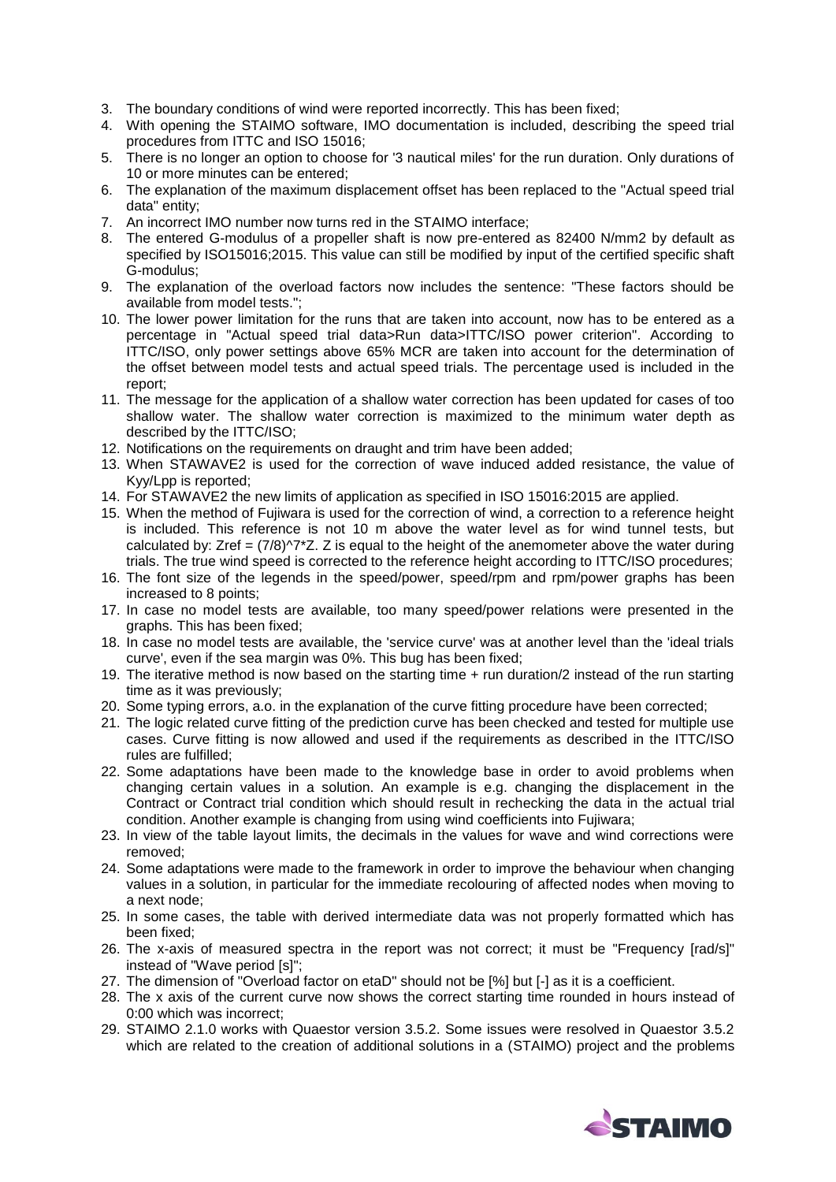3. The boundary conditions of wind were reported incorrectly. This has been fixed;
4. With opening the STAIMO software, IMO documentation is included, describing the speed trial procedures from ITTC and ISO 15016;
5. There is no longer an option to choose for '3 nautical miles' for the run duration. Only durations of 10 or more minutes can be entered;
6. The explanation of the maximum displacement offset has been replaced to the "Actual speed trial data" entity;
7. An incorrect IMO number now turns red in the STAIMO interface;
8. The entered G-modulus of a propeller shaft is now pre-entered as 82400 N/mm2 by default as specified by ISO15016;2015. This value can still be modified by input of the certified specific shaft G-modulus;
9. The explanation of the overload factors now includes the sentence: "These factors should be available from model tests.";
10. The lower power limitation for the runs that are taken into account, now has to be entered as a percentage in "Actual speed trial data>Run data>ITTC/ISO power criterion". According to ITTC/ISO, only power settings above 65% MCR are taken into account for the determination of the offset between model tests and actual speed trials. The percentage used is included in the report;
11. The message for the application of a shallow water correction has been updated for cases of too shallow water. The shallow water correction is maximized to the minimum water depth as described by the ITTC/ISO;
12. Notifications on the requirements on draught and trim have been added;
13. When STAWAVE2 is used for the correction of wave induced added resistance, the value of Kyy/Lpp is reported;
14. For STAWAVE2 the new limits of application as specified in ISO 15016:2015 are applied.
15. When the method of Fujiwara is used for the correction of wind, a correction to a reference height is included. This reference is not 10 m above the water level as for wind tunnel tests, but calculated by: Zref = (7/8)^7*Z. Z is equal to the height of the anemometer above the water during trials. The true wind speed is corrected to the reference height according to ITTC/ISO procedures;
16. The font size of the legends in the speed/power, speed/rpm and rpm/power graphs has been increased to 8 points;
17. In case no model tests are available, too many speed/power relations were presented in the graphs. This has been fixed;
18. In case no model tests are available, the 'service curve' was at another level than the 'ideal trials curve', even if the sea margin was 0%. This bug has been fixed;
19. The iterative method is now based on the starting time + run duration/2 instead of the run starting time as it was previously;
20. Some typing errors, a.o. in the explanation of the curve fitting procedure have been corrected;
21. The logic related curve fitting of the prediction curve has been checked and tested for multiple use cases. Curve fitting is now allowed and used if the requirements as described in the ITTC/ISO rules are fulfilled;
22. Some adaptations have been made to the knowledge base in order to avoid problems when changing certain values in a solution. An example is e.g. changing the displacement in the Contract or Contract trial condition which should result in rechecking the data in the actual trial condition. Another example is changing from using wind coefficients into Fujiwara;
23. In view of the table layout limits, the decimals in the values for wave and wind corrections were removed;
24. Some adaptations were made to the framework in order to improve the behaviour when changing values in a solution, in particular for the immediate recolouring of affected nodes when moving to a next node;
25. In some cases, the table with derived intermediate data was not properly formatted which has been fixed;
26. The x-axis of measured spectra in the report was not correct; it must be "Frequency [rad/s]" instead of "Wave period [s]";
27. The dimension of "Overload factor on etaD" should not be [%] but [-] as it is a coefficient.
28. The x axis of the current curve now shows the correct starting time rounded in hours instead of 0:00 which was incorrect;
29. STAIMO 2.1.0 works with Quaestor version 3.5.2. Some issues were resolved in Quaestor 3.5.2 which are related to the creation of additional solutions in a (STAIMO) project and the problems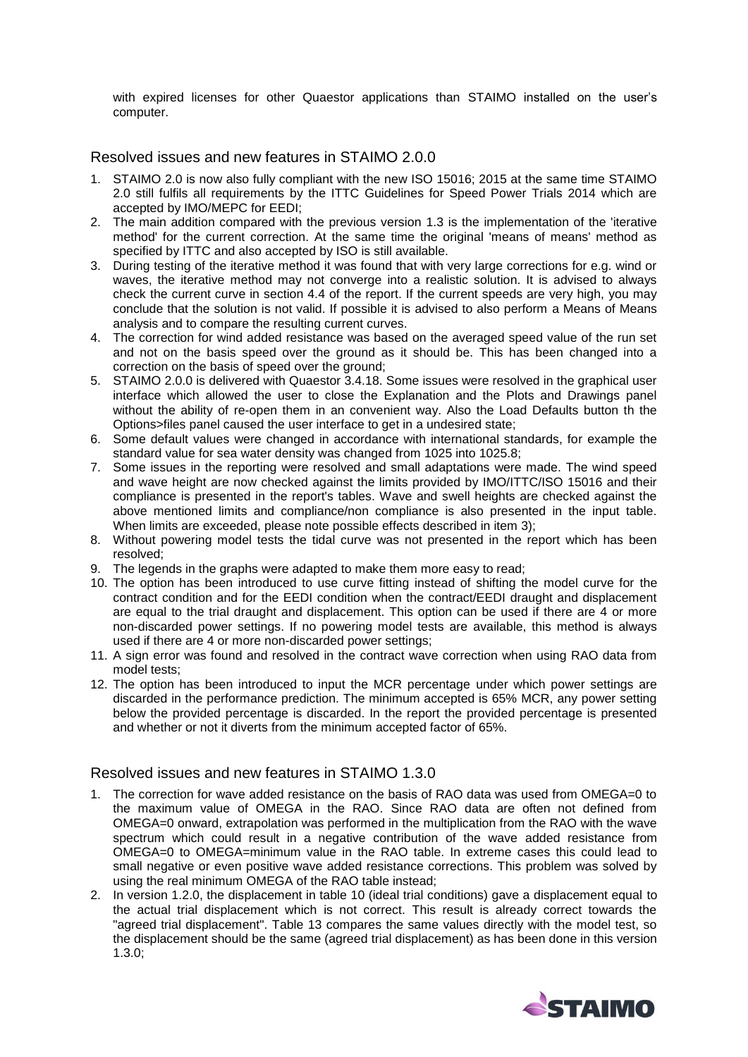with expired licenses for other Quaestor applications than STAIMO installed on the user's computer.

## Resolved issues and new features in STAIMO 2.0.0

1. STAIMO 2.0 is now also fully compliant with the new ISO 15016; 2015 at the same time STAIMO 2.0 still fulfils all requirements by the ITTC Guidelines for Speed Power Trials 2014 which are accepted by IMO/MEPC for EEDI;
2. The main addition compared with the previous version 1.3 is the implementation of the 'iterative method' for the current correction. At the same time the original 'means of means' method as specified by ITTC and also accepted by ISO is still available.
3. During testing of the iterative method it was found that with very large corrections for e.g. wind or waves, the iterative method may not converge into a realistic solution. It is advised to always check the current curve in section 4.4 of the report. If the current speeds are very high, you may conclude that the solution is not valid. If possible it is advised to also perform a Means of Means analysis and to compare the resulting current curves.
4. The correction for wind added resistance was based on the averaged speed value of the run set and not on the basis speed over the ground as it should be. This has been changed into a correction on the basis of speed over the ground;
5. STAIMO 2.0.0 is delivered with Quaestor 3.4.18. Some issues were resolved in the graphical user interface which allowed the user to close the Explanation and the Plots and Drawings panel without the ability of re-open them in an convenient way. Also the Load Defaults button th the Options>files panel caused the user interface to get in a undesired state;
6. Some default values were changed in accordance with international standards, for example the standard value for sea water density was changed from 1025 into 1025.8;
7. Some issues in the reporting were resolved and small adaptations were made. The wind speed and wave height are now checked against the limits provided by IMO/ITTC/ISO 15016 and their compliance is presented in the report's tables. Wave and swell heights are checked against the above mentioned limits and compliance/non compliance is also presented in the input table. When limits are exceeded, please note possible effects described in item 3);
8. Without powering model tests the tidal curve was not presented in the report which has been resolved;
9. The legends in the graphs were adapted to make them more easy to read;
10. The option has been introduced to use curve fitting instead of shifting the model curve for the contract condition and for the EEDI condition when the contract/EEDI draught and displacement are equal to the trial draught and displacement. This option can be used if there are 4 or more non-discarded power settings. If no powering model tests are available, this method is always used if there are 4 or more non-discarded power settings;
11. A sign error was found and resolved in the contract wave correction when using RAO data from model tests;
12. The option has been introduced to input the MCR percentage under which power settings are discarded in the performance prediction. The minimum accepted is 65% MCR, any power setting below the provided percentage is discarded. In the report the provided percentage is presented and whether or not it diverts from the minimum accepted factor of 65%.

## Resolved issues and new features in STAIMO 1.3.0

1. The correction for wave added resistance on the basis of RAO data was used from OMEGA=0 to the maximum value of OMEGA in the RAO. Since RAO data are often not defined from OMEGA=0 onward, extrapolation was performed in the multiplication from the RAO with the wave spectrum which could result in a negative contribution of the wave added resistance from OMEGA=0 to OMEGA=minimum value in the RAO table. In extreme cases this could lead to small negative or even positive wave added resistance corrections. This problem was solved by using the real minimum OMEGA of the RAO table instead;
2. In version 1.2.0, the displacement in table 10 (ideal trial conditions) gave a displacement equal to the actual trial displacement which is not correct. This result is already correct towards the "agreed trial displacement". Table 13 compares the same values directly with the model test, so the displacement should be the same (agreed trial displacement) as has been done in this version 1.3.0;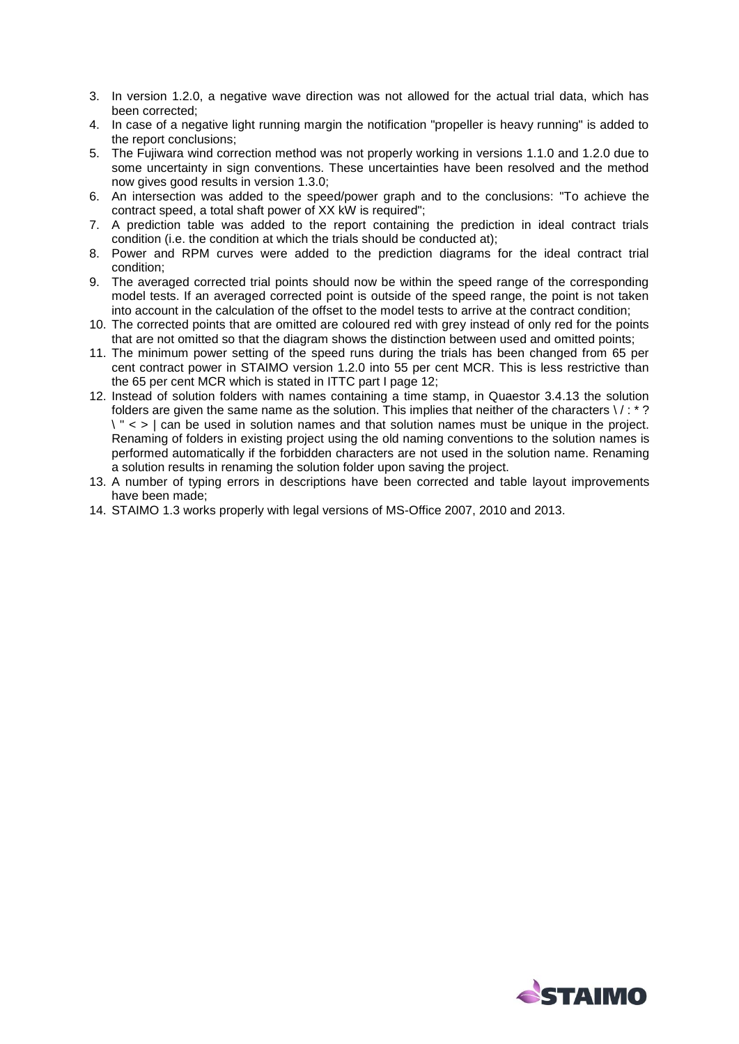3. In version 1.2.0, a negative wave direction was not allowed for the actual trial data, which has been corrected;
4. In case of a negative light running margin the notification "propeller is heavy running" is added to the report conclusions;
5. The Fujiwara wind correction method was not properly working in versions 1.1.0 and 1.2.0 due to some uncertainty in sign conventions. These uncertainties have been resolved and the method now gives good results in version 1.3.0;
6. An intersection was added to the speed/power graph and to the conclusions: "To achieve the contract speed, a total shaft power of XX kW is required";
7. A prediction table was added to the report containing the prediction in ideal contract trials condition (i.e. the condition at which the trials should be conducted at);
8. Power and RPM curves were added to the prediction diagrams for the ideal contract trial condition;
9. The averaged corrected trial points should now be within the speed range of the corresponding model tests. If an averaged corrected point is outside of the speed range, the point is not taken into account in the calculation of the offset to the model tests to arrive at the contract condition;
10. The corrected points that are omitted are coloured red with grey instead of only red for the points that are not omitted so that the diagram shows the distinction between used and omitted points;
11. The minimum power setting of the speed runs during the trials has been changed from 65 per cent contract power in STAIMO version 1.2.0 into 55 per cent MCR. This is less restrictive than the 65 per cent MCR which is stated in ITTC part I page 12;
12. Instead of solution folders with names containing a time stamp, in Quaestor 3.4.13 the solution folders are given the same name as the solution. This implies that neither of the characters \ / : * ? \ " < > | can be used in solution names and that solution names must be unique in the project. Renaming of folders in existing project using the old naming conventions to the solution names is performed automatically if the forbidden characters are not used in the solution name. Renaming a solution results in renaming the solution folder upon saving the project.
13. A number of typing errors in descriptions have been corrected and table layout improvements have been made;
14. STAIMO 1.3 works properly with legal versions of MS-Office 2007, 2010 and 2013.